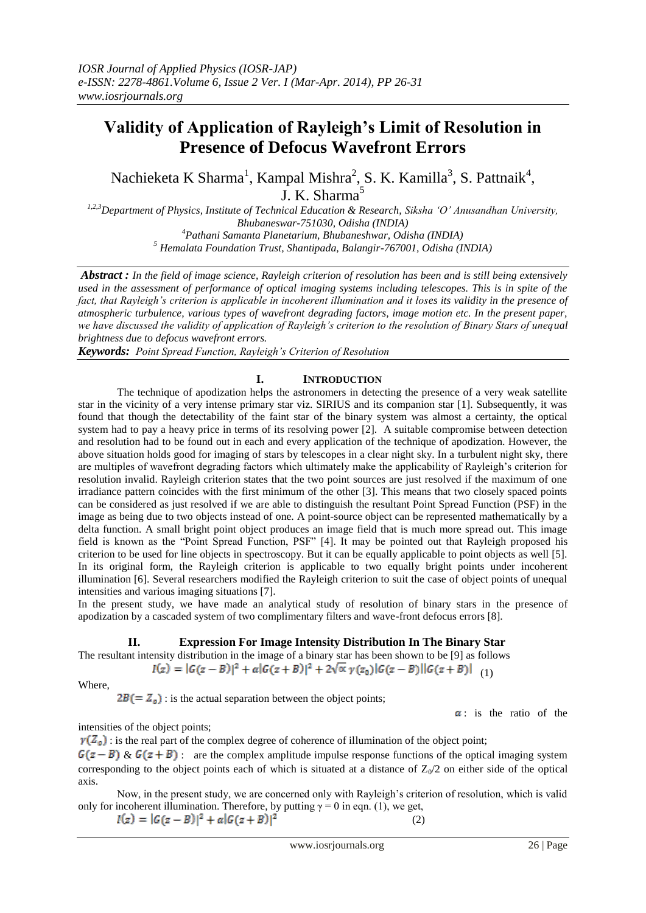# Validity of Application of Rayleigh's Limit of Resolution in Presence of Defocus Wavefront Errors

Nachieketa K Sharma[1], Kampal Mishra[2], S. K. Kamilla[3], S. Pattnaik[4], J. K. Sharma[5]

[1,2,3]Department of Physics, Institute of Technical Education & Research, Siksha 'O' Anusandhan University, Bhubaneswar-751030, Odisha (INDIA)
[4]Pathani Samanta Planetarium, Bhubaneshwar, Odisha (INDIA)
[5] Hemalata Foundation Trust, Shantipada, Balangir-767001, Odisha (INDIA)

***Abstract :*** *In the field of image science, Rayleigh criterion of resolution has been and is still being extensively used in the assessment of performance of optical imaging systems including telescopes. This is in spite of the fact, that Rayleigh's criterion is applicable in incoherent illumination and it loses its validity in the presence of atmospheric turbulence, various types of wavefront degrading factors, image motion etc. In the present paper, we have discussed the validity of application of Rayleigh's criterion to the resolution of Binary Stars of unequal brightness due to defocus wavefront errors.*

***Keywords:*** *Point Spread Function, Rayleigh's Criterion of Resolution*

## I. INTRODUCTION

The technique of apodization helps the astronomers in detecting the presence of a very weak satellite star in the vicinity of a very intense primary star viz. SIRIUS and its companion star [1]. Subsequently, it was found that though the detectability of the faint star of the binary system was almost a certainty, the optical system had to pay a heavy price in terms of its resolving power [2]. A suitable compromise between detection and resolution had to be found out in each and every application of the technique of apodization. However, the above situation holds good for imaging of stars by telescopes in a clear night sky. In a turbulent night sky, there are multiples of wavefront degrading factors which ultimately make the applicability of Rayleigh's criterion for resolution invalid. Rayleigh criterion states that the two point sources are just resolved if the maximum of one irradiance pattern coincides with the first minimum of the other [3]. This means that two closely spaced points can be considered as just resolved if we are able to distinguish the resultant Point Spread Function (PSF) in the image as being due to two objects instead of one. A point-source object can be represented mathematically by a delta function. A small bright point object produces an image field that is much more spread out. This image field is known as the "Point Spread Function, PSF" [4]. It may be pointed out that Rayleigh proposed his criterion to be used for line objects in spectroscopy. But it can be equally applicable to point objects as well [5]. In its original form, the Rayleigh criterion is applicable to two equally bright points under incoherent illumination [6]. Several researchers modified the Rayleigh criterion to suit the case of object points of unequal intensities and various imaging situations [7].

In the present study, we have made an analytical study of resolution of binary stars in the presence of apodization by a cascaded system of two complimentary filters and wave-front defocus errors [8].

## II. Expression For Image Intensity Distribution In The Binary Star

The resultant intensity distribution in the image of a binary star has been shown to be [9] as follows

$$I(z) = |G(z-B)|^2 + \alpha|G(z+B)|^2 + 2\sqrt{\alpha}\,\gamma(z_0)|G(z-B)||G(z+B)| \quad (1)$$

Where,

$2B(=Z_0)$ : is the actual separation between the object points;

$\alpha$ : is the ratio of the intensities of the object points;

$\gamma(Z_0)$ : is the real part of the complex degree of coherence of illumination of the object point;

$G(z-B)$ & $G(z+B)$ : are the complex amplitude impulse response functions of the optical imaging system corresponding to the object points each of which is situated at a distance of $Z_0/2$ on either side of the optical axis.

Now, in the present study, we are concerned only with Rayleigh's criterion of resolution, which is valid only for incoherent illumination. Therefore, by putting $\gamma = 0$ in eqn. (1), we get,

$$I(z) = |G(z-B)|^2 + \alpha|G(z+B)|^2 \quad (2)$$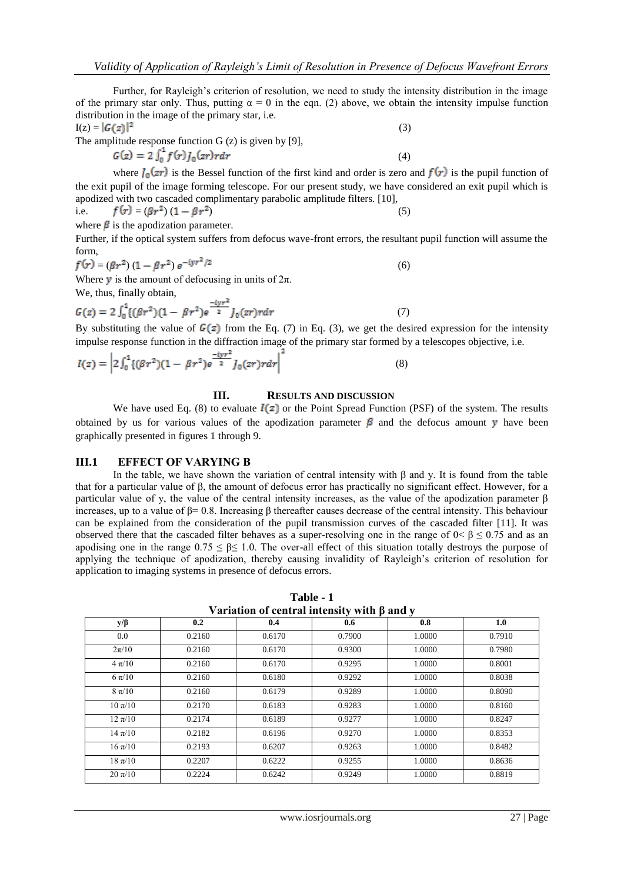Further, for Rayleigh's criterion of resolution, we need to study the intensity distribution in the image of the primary star only. Thus, putting α = 0 in the eqn. (2) above, we obtain the intensity impulse function distribution in the image of the primary star, i.e.

$$I(z) = |G(z)|^2 \quad (3)$$

The amplitude response function G (z) is given by [9],

$$G(z) = 2\int_0^1 f(r) J_0(zr) r dr \quad (4)$$

where $J_0(zr)$ is the Bessel function of the first kind and order is zero and $f(r)$ is the pupil function of the exit pupil of the image forming telescope. For our present study, we have considered an exit pupil which is apodized with two cascaded complimentary parabolic amplitude filters. [10],

i.e. $$f(r) = (\beta r^2)(1 - \beta r^2) \quad (5)$$

where $\beta$ is the apodization parameter.

Further, if the optical system suffers from defocus wave-front errors, the resultant pupil function will assume the form,

$$f(r) = (\beta r^2)(1 - \beta r^2) e^{-iyr^2/2} \quad (6)$$

Where $y$ is the amount of defocusing in units of 2π.

We, thus, finally obtain,

$$G(z) = 2\int_0^1 \{(\beta r^2)(1 - \beta r^2) e^{\frac{-iyr^2}{2}} J_0(zr) r dr \quad (7)$$

By substituting the value of $G(z)$ from the Eq. (7) in Eq. (3), we get the desired expression for the intensity impulse response function in the diffraction image of the primary star formed by a telescopes objective, i.e.

$$I(z) = \left| 2\int_0^1 \{(\beta r^2)(1 - \beta r^2) e^{\frac{-iyr^2}{2}} J_0(zr) r dr \right|^2 \quad (8)$$

## III. RESULTS AND DISCUSSION

We have used Eq. (8) to evaluate $I(z)$ or the Point Spread Function (PSF) of the system. The results obtained by us for various values of the apodization parameter $\beta$ and the defocus amount $y$ have been graphically presented in figures 1 through 9.

### III.1 EFFECT OF VARYING Β

In the table, we have shown the variation of central intensity with β and y. It is found from the table that for a particular value of β, the amount of defocus error has practically no significant effect. However, for a particular value of y, the value of the central intensity increases, as the value of the apodization parameter β increases, up to a value of β= 0.8. Increasing β thereafter causes decrease of the central intensity. This behaviour can be explained from the consideration of the pupil transmission curves of the cascaded filter [11]. It was observed there that the cascaded filter behaves as a super-resolving one in the range of 0< β ≤ 0.75 and as an apodising one in the range 0.75 ≤ β≤ 1.0. The over-all effect of this situation totally destroys the purpose of applying the technique of apodization, thereby causing invalidity of Rayleigh's criterion of resolution for application to imaging systems in presence of defocus errors.

**Table - 1**
**Variation of central intensity with β and y**

| y/β | 0.2 | 0.4 | 0.6 | 0.8 | 1.0 |
|---|---|---|---|---|---|
| 0.0 | 0.2160 | 0.6170 | 0.7900 | 1.0000 | 0.7910 |
| 2π/10 | 0.2160 | 0.6170 | 0.9300 | 1.0000 | 0.7980 |
| 4 π/10 | 0.2160 | 0.6170 | 0.9295 | 1.0000 | 0.8001 |
| 6 π/10 | 0.2160 | 0.6180 | 0.9292 | 1.0000 | 0.8038 |
| 8 π/10 | 0.2160 | 0.6179 | 0.9289 | 1.0000 | 0.8090 |
| 10 π/10 | 0.2170 | 0.6183 | 0.9283 | 1.0000 | 0.8160 |
| 12 π/10 | 0.2174 | 0.6189 | 0.9277 | 1.0000 | 0.8247 |
| 14 π/10 | 0.2182 | 0.6196 | 0.9270 | 1.0000 | 0.8353 |
| 16 π/10 | 0.2193 | 0.6207 | 0.9263 | 1.0000 | 0.8482 |
| 18 π/10 | 0.2207 | 0.6222 | 0.9255 | 1.0000 | 0.8636 |
| 20 π/10 | 0.2224 | 0.6242 | 0.9249 | 1.0000 | 0.8819 |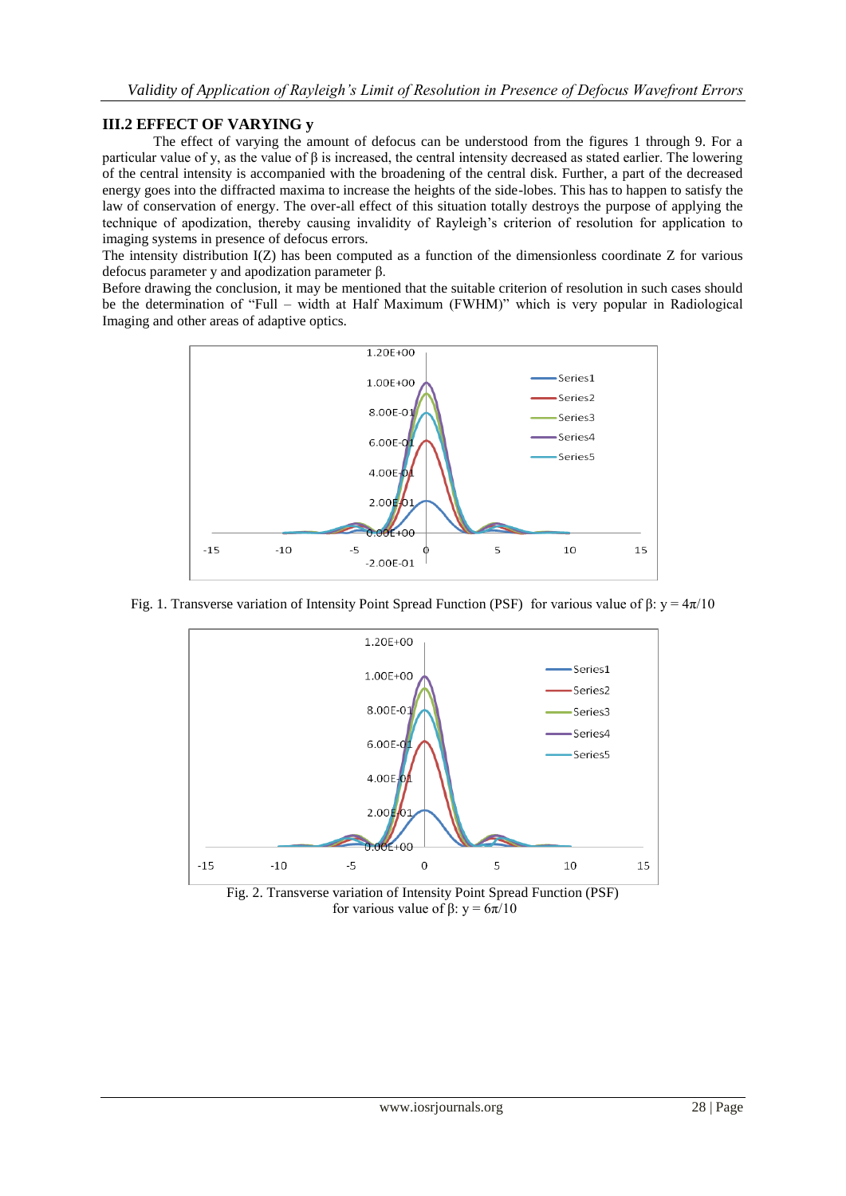### III.2 EFFECT OF VARYING y

The effect of varying the amount of defocus can be understood from the figures 1 through 9. For a particular value of y, as the value of β is increased, the central intensity decreased as stated earlier. The lowering of the central intensity is accompanied with the broadening of the central disk. Further, a part of the decreased energy goes into the diffracted maxima to increase the heights of the side-lobes. This has to happen to satisfy the law of conservation of energy. The over-all effect of this situation totally destroys the purpose of applying the technique of apodization, thereby causing invalidity of Rayleigh's criterion of resolution for application to imaging systems in presence of defocus errors.

The intensity distribution I(Z) has been computed as a function of the dimensionless coordinate Z for various defocus parameter y and apodization parameter β.

Before drawing the conclusion, it may be mentioned that the suitable criterion of resolution in such cases should be the determination of "Full – width at Half Maximum (FWHM)" which is very popular in Radiological Imaging and other areas of adaptive optics.

Fig. 1. Transverse variation of Intensity Point Spread Function (PSF) for various value of β: $y = 4\pi/10$

Fig. 2. Transverse variation of Intensity Point Spread Function (PSF) for various value of β: $y = 6\pi/10$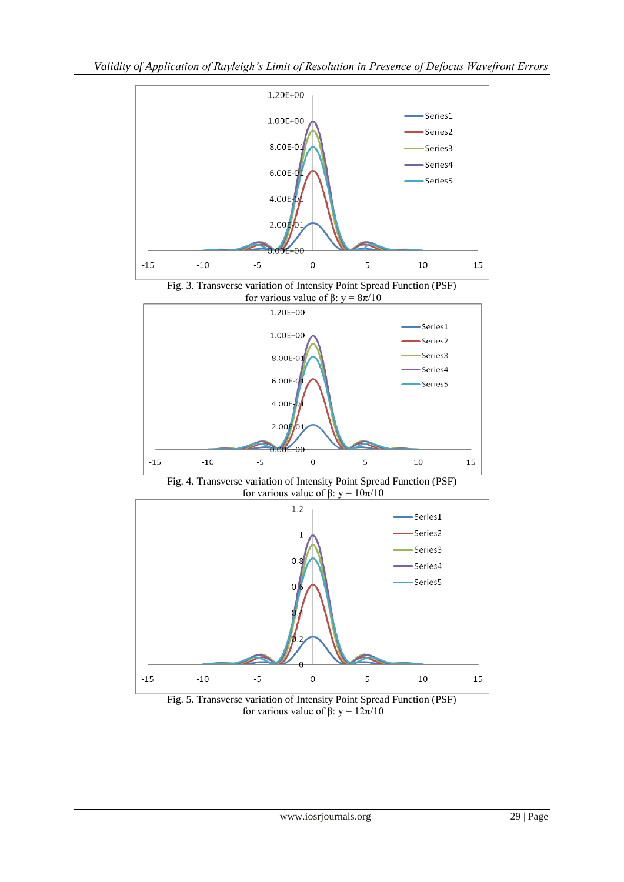Fig. 3. Transverse variation of Intensity Point Spread Function (PSF) for various value of β: y = 8π/10

Fig. 4. Transverse variation of Intensity Point Spread Function (PSF) for various value of β: y = 10π/10

Fig. 5. Transverse variation of Intensity Point Spread Function (PSF) for various value of β: y = 12π/10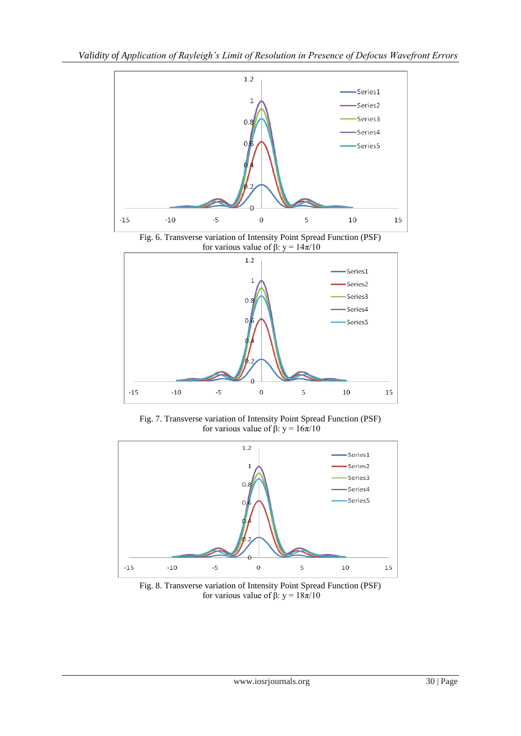Fig. 6. Transverse variation of Intensity Point Spread Function (PSF) for various value of β: y = 14π/10

Fig. 7. Transverse variation of Intensity Point Spread Function (PSF) for various value of β: y = 16π/10

Fig. 8. Transverse variation of Intensity Point Spread Function (PSF) for various value of β: y = 18π/10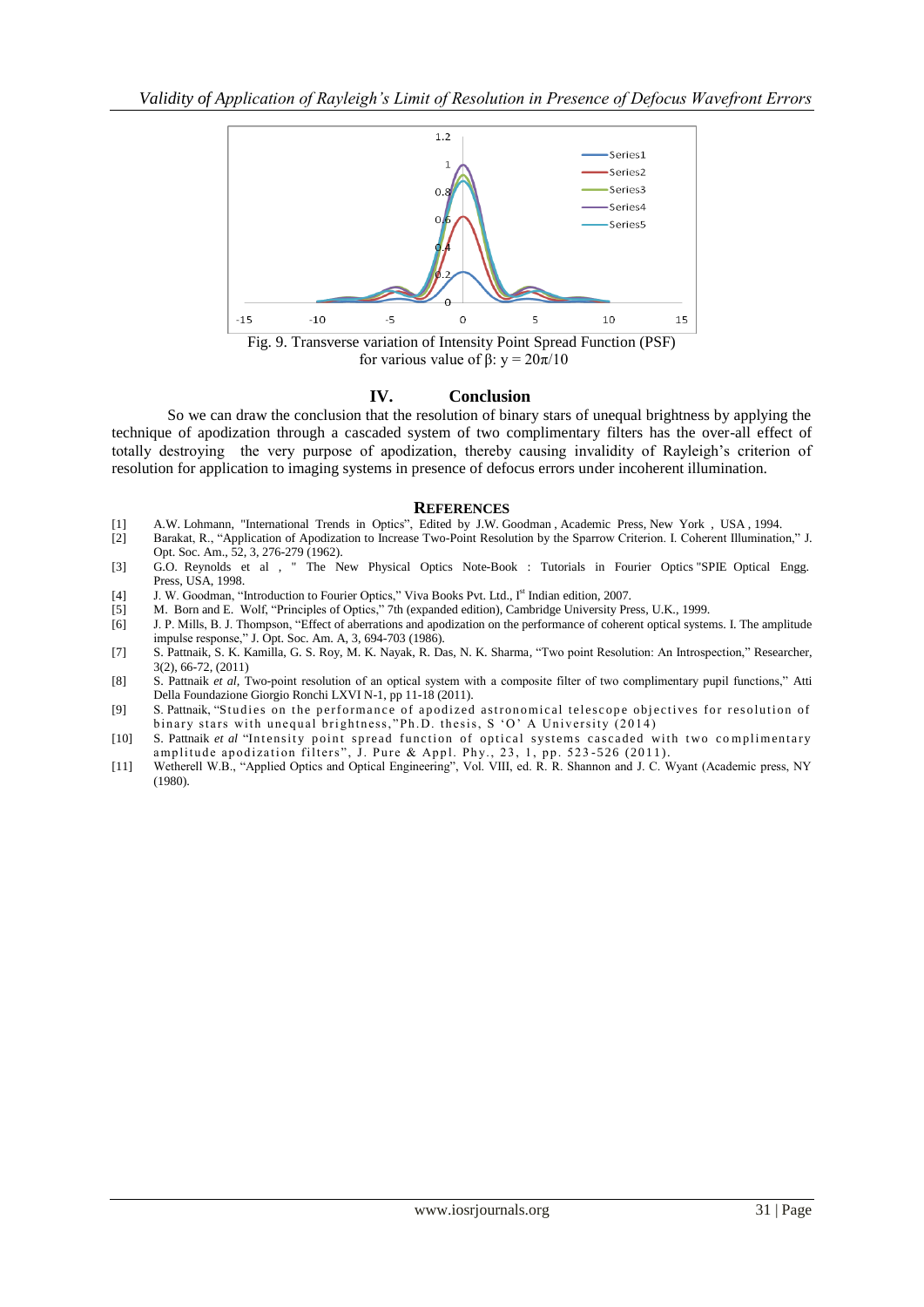1.2

1

0.8

0.6

0.4

0.2

0

-15 -10 -5 0 5 10 15

Series1

Series2

Series3

Series4

Series5

Fig. 9. Transverse variation of Intensity Point Spread Function (PSF) for various value of β: y = 20π/10

## IV. Conclusion

So we can draw the conclusion that the resolution of binary stars of unequal brightness by applying the technique of apodization through a cascaded system of two complimentary filters has the over-all effect of totally destroying the very purpose of apodization, thereby causing invalidity of Rayleigh's criterion of resolution for application to imaging systems in presence of defocus errors under incoherent illumination.

## References

[1] A.W. Lohmann, "International Trends in Optics", Edited by J.W. Goodman , Academic Press, New York , USA , 1994.

[2] Barakat, R., "Application of Apodization to Increase Two-Point Resolution by the Sparrow Criterion. I. Coherent Illumination," J. Opt. Soc. Am., 52, 3, 276-279 (1962).

[3] G.O. Reynolds et al , " The New Physical Optics Note-Book : Tutorials in Fourier Optics "SPIE Optical Engg. Press, USA, 1998.

[4] J. W. Goodman, "Introduction to Fourier Optics," Viva Books Pvt. Ltd., 1st Indian edition, 2007.

[5] M. Born and E. Wolf, "Principles of Optics," 7th (expanded edition), Cambridge University Press, U.K., 1999.

[6] J. P. Mills, B. J. Thompson, "Effect of aberrations and apodization on the performance of coherent optical systems. I. The amplitude impulse response," J. Opt. Soc. Am. A, 3, 694-703 (1986).

[7] S. Pattnaik, S. K. Kamilla, G. S. Roy, M. K. Nayak, R. Das, N. K. Sharma, "Two point Resolution: An Introspection," Researcher, 3(2), 66-72, (2011)

[8] S. Pattnaik *et al*, Two-point resolution of an optical system with a composite filter of two complimentary pupil functions," Atti Della Foundazione Giorgio Ronchi LXVI N-1, pp 11-18 (2011).

[9] S. Pattnaik, "Studies on the performance of apodized astronomical telescope objectives for resolution of binary stars with unequal brightness,"Ph.D. thesis, S 'O' A University (2014)

[10] S. Pattnaik *et al* "Intensity point spread function of optical systems cascaded with two complimentary amplitude apodization filters", J. Pure & Appl. Phy., 23, 1, pp. 523-526 (2011).

[11] Wetherell W.B., "Applied Optics and Optical Engineering", Vol. VIII, ed. R. R. Shannon and J. C. Wyant (Academic press, NY (1980).